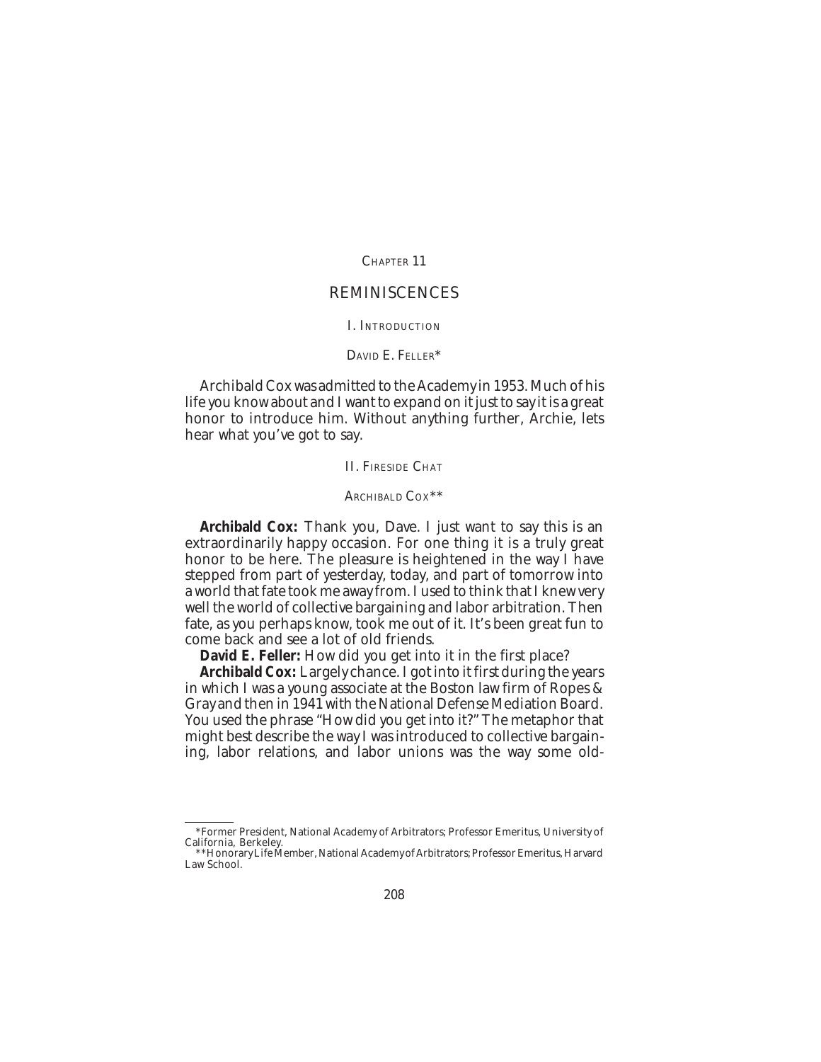# CHAPTER 11

# REMINISCENCES

## I. INTRODUCTION

### DAVID E. FELLER*

Archibald Cox was admitted to the Academy in 1953. Much of his life you know about and I want to expand on it just to say it is a great honor to introduce him. Without anything further, Archie, lets hear what you've got to say.

## II. FIRESIDE CHAT

### ARCHIBALD COX**

**Archibald Cox:** Thank you, Dave. I just want to say this is an extraordinarily happy occasion. For one thing it is a truly great honor to be here. The pleasure is heightened in the way I have stepped from part of yesterday, today, and part of tomorrow into a world that fate took me away from. I used to think that I knew very well the world of collective bargaining and labor arbitration. Then fate, as you perhaps know, took me out of it. It's been great fun to come back and see a lot of old friends.

**David E. Feller:** How did you get into it in the first place?

**Archibald Cox:** Largely chance. I got into it first during the years in which I was a young associate at the Boston law firm of Ropes & Gray and then in 1941 with the National Defense Mediation Board. You used the phrase "How did you get into it?" The metaphor that might best describe the way I was introduced to collective bargaining, labor relations, and labor unions was the way some old-

---

*Former President, National Academy of Arbitrators; Professor Emeritus, University of California, Berkeley.

**Honorary Life Member, National Academy of Arbitrators; Professor Emeritus, Harvard Law School.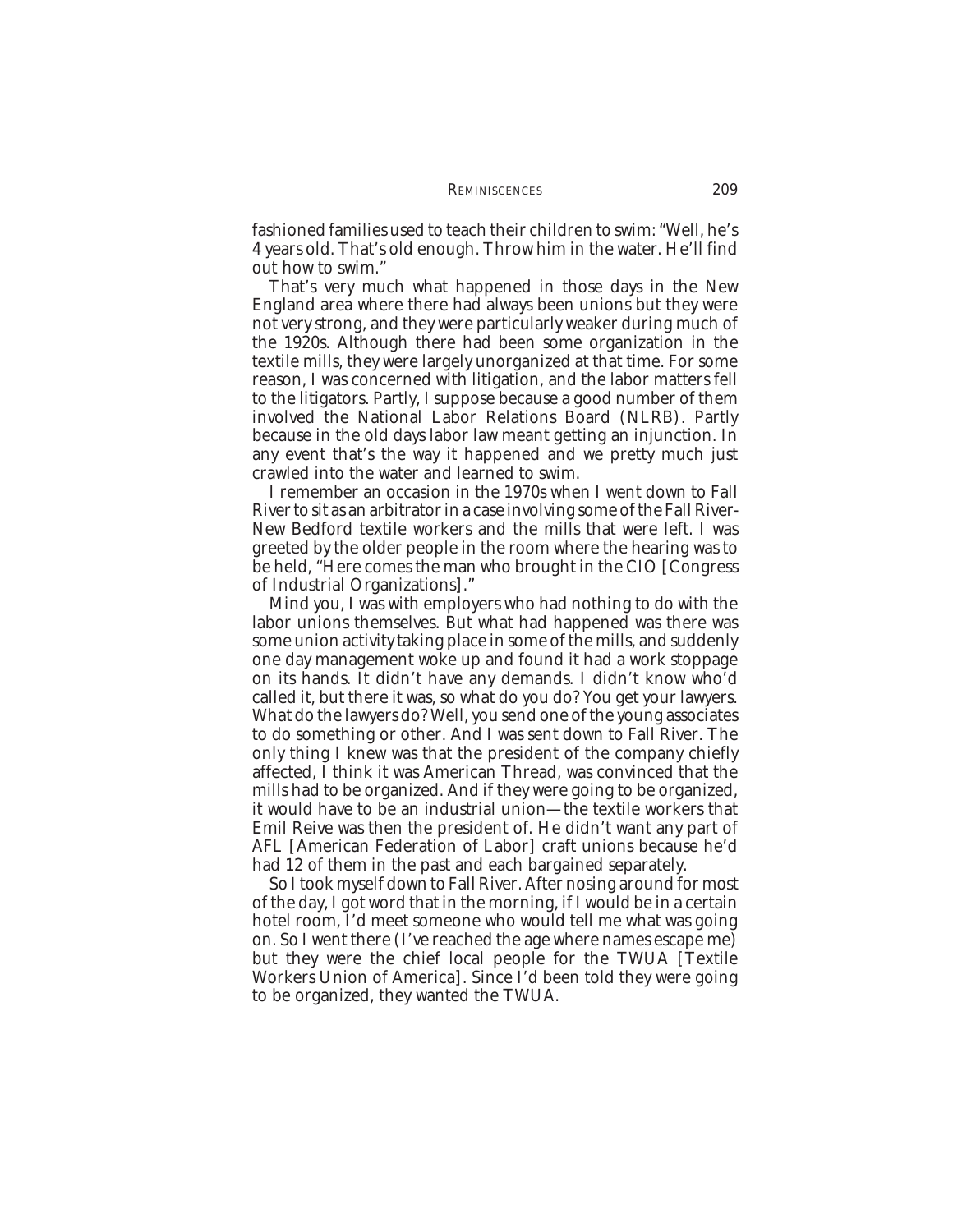fashioned families used to teach their children to swim: "Well, he's 4 years old. That's old enough. Throw him in the water. He'll find out how to swim."

That's very much what happened in those days in the New England area where there had always been unions but they were not very strong, and they were particularly weaker during much of the 1920s. Although there had been some organization in the textile mills, they were largely unorganized at that time. For some reason, I was concerned with litigation, and the labor matters fell to the litigators. Partly, I suppose because a good number of them involved the National Labor Relations Board (NLRB). Partly because in the old days labor law meant getting an injunction. In any event that's the way it happened and we pretty much just crawled into the water and learned to swim.

I remember an occasion in the 1970s when I went down to Fall River to sit as an arbitrator in a case involving some of the Fall River-New Bedford textile workers and the mills that were left. I was greeted by the older people in the room where the hearing was to be held, "Here comes the man who brought in the CIO [Congress of Industrial Organizations]."

Mind you, I was with employers who had nothing to do with the labor unions themselves. But what had happened was there was some union activity taking place in some of the mills, and suddenly one day management woke up and found it had a work stoppage on its hands. It didn't have any demands. I didn't know who'd called it, but there it was, so what do you do? You get your lawyers. What do the lawyers do? Well, you send one of the young associates to do something or other. And I was sent down to Fall River. The only thing I knew was that the president of the company chiefly affected, I think it was American Thread, was convinced that the mills had to be organized. And if they were going to be organized, it would have to be an industrial union—the textile workers that Emil Reive was then the president of. He didn't want any part of AFL [American Federation of Labor] craft unions because he'd had 12 of them in the past and each bargained separately.

So I took myself down to Fall River. After nosing around for most of the day, I got word that in the morning, if I would be in a certain hotel room, I'd meet someone who would tell me what was going on. So I went there (I've reached the age where names escape me) but they were the chief local people for the TWUA [Textile Workers Union of America]. Since I'd been told they were going to be organized, they wanted the TWUA.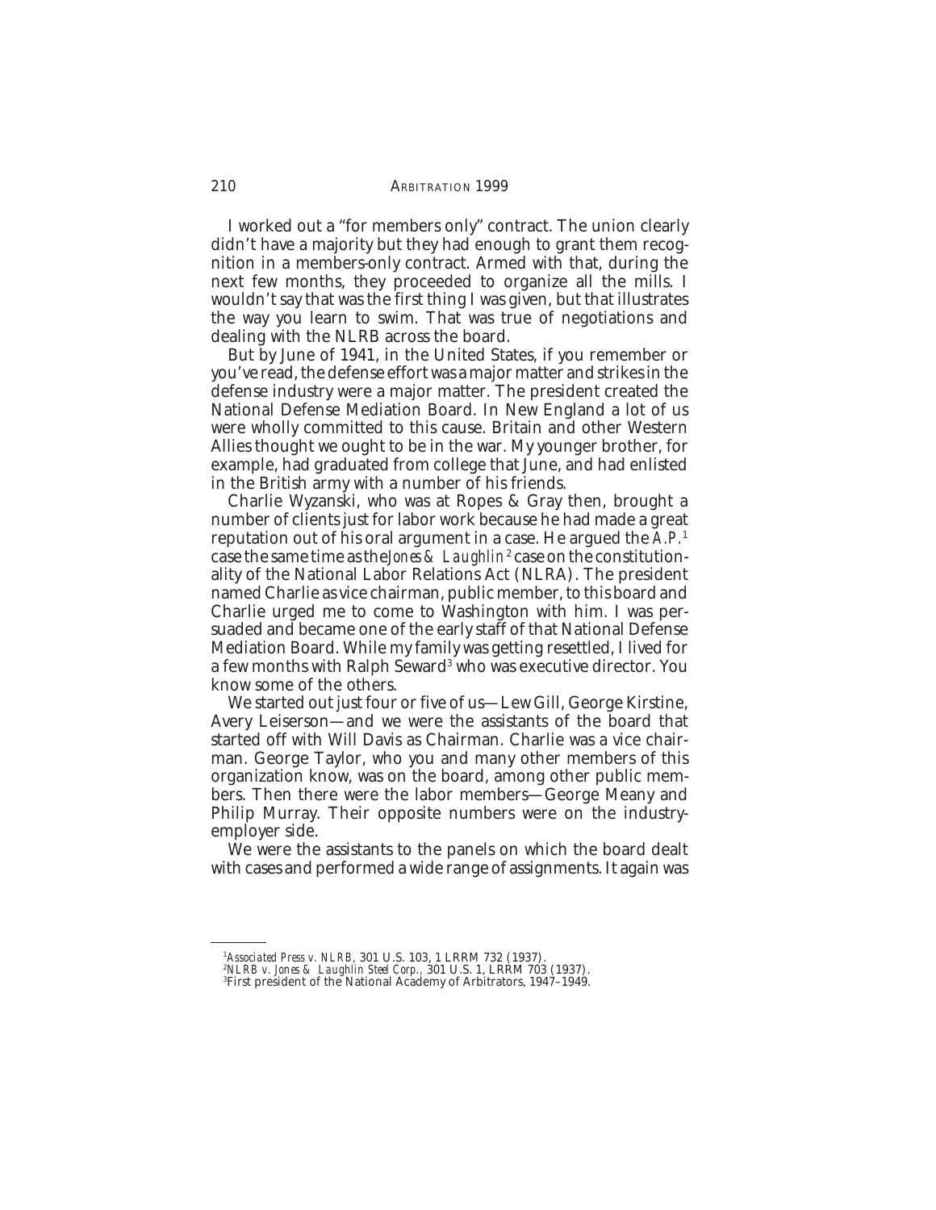I worked out a "for members only" contract. The union clearly didn't have a majority but they had enough to grant them recognition in a members-only contract. Armed with that, during the next few months, they proceeded to organize all the mills. I wouldn't say that was the first thing I was given, but that illustrates the way you learn to swim. That was true of negotiations and dealing with the NLRB across the board.

But by June of 1941, in the United States, if you remember or you've read, the defense effort was a major matter and strikes in the defense industry were a major matter. The president created the National Defense Mediation Board. In New England a lot of us were wholly committed to this cause. Britain and other Western Allies thought we ought to be in the war. My younger brother, for example, had graduated from college that June, and had enlisted in the British army with a number of his friends.

Charlie Wyzanski, who was at Ropes & Gray then, brought a number of clients just for labor work because he had made a great reputation out of his oral argument in a case. He argued the *A.P.*[1] case the same time as the *Jones & Laughlin*[2] case on the constitutionality of the National Labor Relations Act (NLRA). The president named Charlie as vice chairman, public member, to this board and Charlie urged me to come to Washington with him. I was persuaded and became one of the early staff of that National Defense Mediation Board. While my family was getting resettled, I lived for a few months with Ralph Seward[3] who was executive director. You know some of the others.

We started out just four or five of us—Lew Gill, George Kirstine, Avery Leiserson—and we were the assistants of the board that started off with Will Davis as Chairman. Charlie was a vice chairman. George Taylor, who you and many other members of this organization know, was on the board, among other public members. Then there were the labor members—George Meany and Philip Murray. Their opposite numbers were on the industry-employer side.

We were the assistants to the panels on which the board dealt with cases and performed a wide range of assignments. It again was

---

[1] *Associated Press v. NLRB*, 301 U.S. 103, 1 LRRM 732 (1937).

[2] *NLRB v. Jones & Laughlin Steel Corp.*, 301 U.S. 1, LRRM 703 (1937).

[3] First president of the National Academy of Arbitrators, 1947–1949.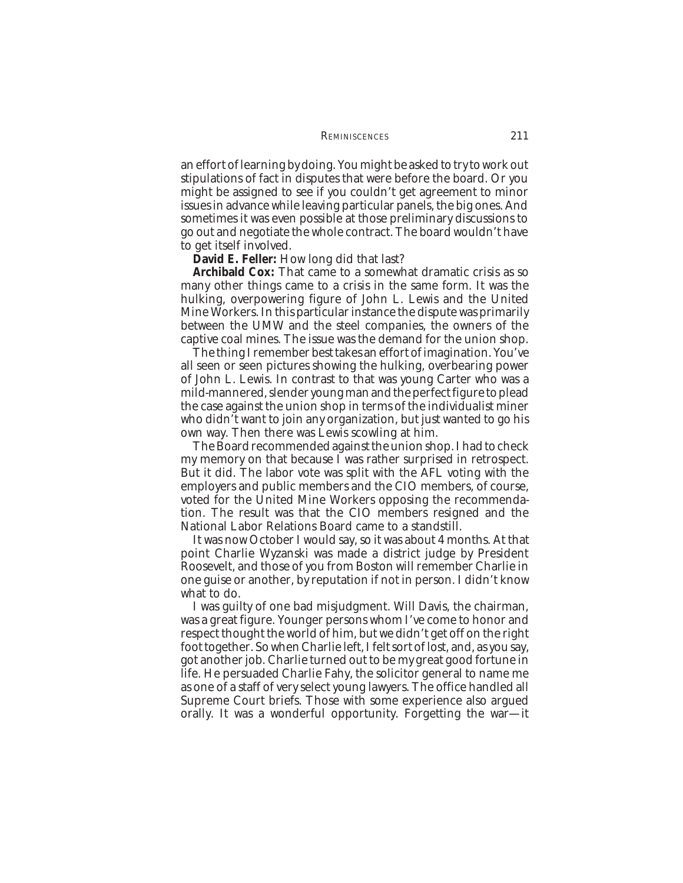an effort of learning by doing. You might be asked to try to work out stipulations of fact in disputes that were before the board. Or you might be assigned to see if you couldn't get agreement to minor issues in advance while leaving particular panels, the big ones. And sometimes it was even possible at those preliminary discussions to go out and negotiate the whole contract. The board wouldn't have to get itself involved.

**David E. Feller:** How long did that last?

**Archibald Cox:** That came to a somewhat dramatic crisis as so many other things came to a crisis in the same form. It was the hulking, overpowering figure of John L. Lewis and the United Mine Workers. In this particular instance the dispute was primarily between the UMW and the steel companies, the owners of the captive coal mines. The issue was the demand for the union shop.

The thing I remember best takes an effort of imagination. You've all seen or seen pictures showing the hulking, overbearing power of John L. Lewis. In contrast to that was young Carter who was a mild-mannered, slender young man and the perfect figure to plead the case against the union shop in terms of the individualist miner who didn't want to join any organization, but just wanted to go his own way. Then there was Lewis scowling at him.

The Board recommended against the union shop. I had to check my memory on that because I was rather surprised in retrospect. But it did. The labor vote was split with the AFL voting with the employers and public members and the CIO members, of course, voted for the United Mine Workers opposing the recommendation. The result was that the CIO members resigned and the National Labor Relations Board came to a standstill.

It was now October I would say, so it was about 4 months. At that point Charlie Wyzanski was made a district judge by President Roosevelt, and those of you from Boston will remember Charlie in one guise or another, by reputation if not in person. I didn't know what to do.

I was guilty of one bad misjudgment. Will Davis, the chairman, was a great figure. Younger persons whom I've come to honor and respect thought the world of him, but we didn't get off on the right foot together. So when Charlie left, I felt sort of lost, and, as you say, got another job. Charlie turned out to be my great good fortune in life. He persuaded Charlie Fahy, the solicitor general to name me as one of a staff of very select young lawyers. The office handled all Supreme Court briefs. Those with some experience also argued orally. It was a wonderful opportunity. Forgetting the war—it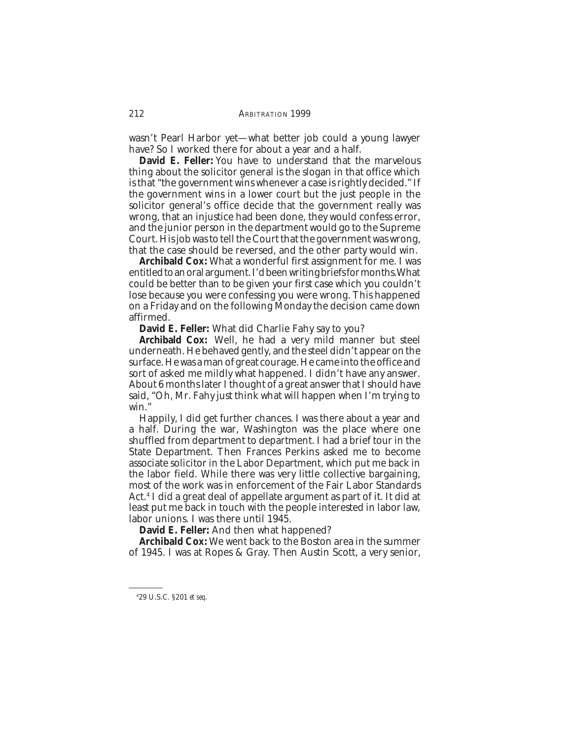wasn't Pearl Harbor yet—what better job could a young lawyer have? So I worked there for about a year and a half.

**David E. Feller:** You have to understand that the marvelous thing about the solicitor general is the slogan in that office which is that "the government wins whenever a case is rightly decided." If the government wins in a lower court but the just people in the solicitor general's office decide that the government really was wrong, that an injustice had been done, they would confess error, and the junior person in the department would go to the Supreme Court. His job was to tell the Court that the government was wrong, that the case should be reversed, and the other party would win.

**Archibald Cox:** What a wonderful first assignment for me. I was entitled to an oral argument. I'd been writing briefs for months. What could be better than to be given your first case which you couldn't lose because you were confessing you were wrong. This happened on a Friday and on the following Monday the decision came down affirmed.

**David E. Feller:** What did Charlie Fahy say to you?

**Archibald Cox:** Well, he had a very mild manner but steel underneath. He behaved gently, and the steel didn't appear on the surface. He was a man of great courage. He came into the office and sort of asked me mildly what happened. I didn't have any answer. About 6 months later I thought of a great answer that I should have said, "Oh, Mr. Fahy just think what will happen when I'm trying to win."

Happily, I did get further chances. I was there about a year and a half. During the war, Washington was the place where one shuffled from department to department. I had a brief tour in the State Department. Then Frances Perkins asked me to become associate solicitor in the Labor Department, which put me back in the labor field. While there was very little collective bargaining, most of the work was in enforcement of the Fair Labor Standards Act.[4] I did a great deal of appellate argument as part of it. It did at least put me back in touch with the people interested in labor law, labor unions. I was there until 1945.

**David E. Feller:** And then what happened?

**Archibald Cox:** We went back to the Boston area in the summer of 1945. I was at Ropes & Gray. Then Austin Scott, a very senior,

---

[4] 29 U.S.C. §201 *et seq.*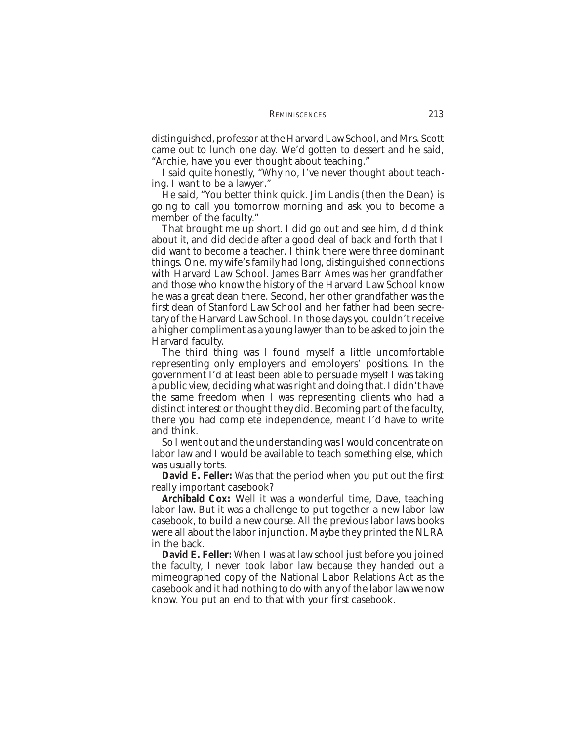distinguished, professor at the Harvard Law School, and Mrs. Scott came out to lunch one day. We'd gotten to dessert and he said, "Archie, have you ever thought about teaching."

I said quite honestly, "Why no, I've never thought about teaching. I want to be a lawyer."

He said, "You better think quick. Jim Landis (then the Dean) is going to call you tomorrow morning and ask you to become a member of the faculty."

That brought me up short. I did go out and see him, did think about it, and did decide after a good deal of back and forth that I did want to become a teacher. I think there were three dominant things. One, my wife's family had long, distinguished connections with Harvard Law School. James Barr Ames was her grandfather and those who know the history of the Harvard Law School know he was a great dean there. Second, her other grandfather was the first dean of Stanford Law School and her father had been secretary of the Harvard Law School. In those days you couldn't receive a higher compliment as a young lawyer than to be asked to join the Harvard faculty.

The third thing was I found myself a little uncomfortable representing only employers and employers' positions. In the government I'd at least been able to persuade myself I was taking a public view, deciding what was right and doing that. I didn't have the same freedom when I was representing clients who had a distinct interest or thought they did. Becoming part of the faculty, there you had complete independence, meant I'd have to write and think.

So I went out and the understanding was I would concentrate on labor law and I would be available to teach something else, which was usually torts.

**David E. Feller:** Was that the period when you put out the first really important casebook?

**Archibald Cox:** Well it was a wonderful time, Dave, teaching labor law. But it was a challenge to put together a new labor law casebook, to build a new course. All the previous labor laws books were all about the labor injunction. Maybe they printed the NLRA in the back.

**David E. Feller:** When I was at law school just before you joined the faculty, I never took labor law because they handed out a mimeographed copy of the National Labor Relations Act as the casebook and it had nothing to do with any of the labor law we now know. You put an end to that with your first casebook.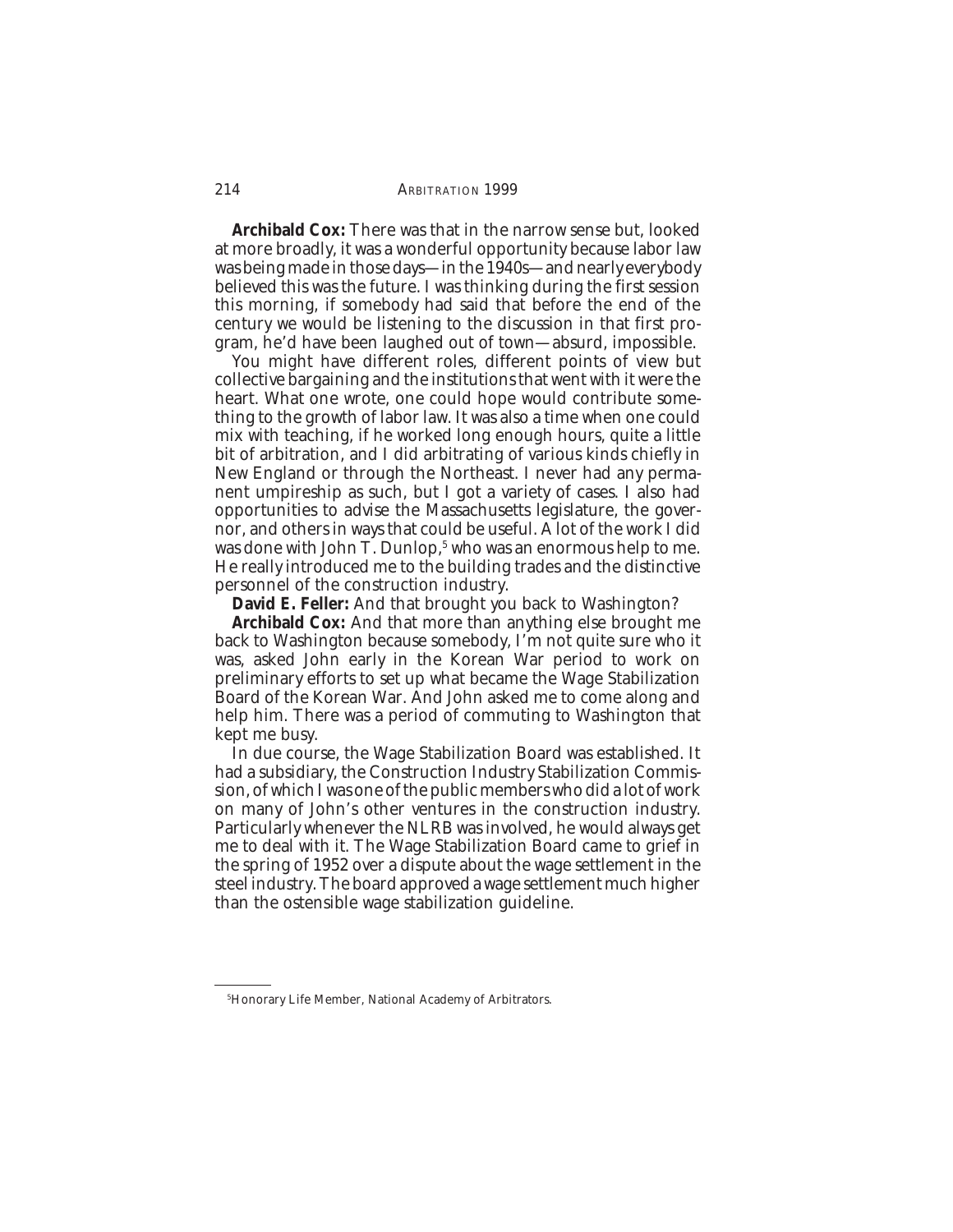**Archibald Cox:** There was that in the narrow sense but, looked at more broadly, it was a wonderful opportunity because labor law was being made in those days—in the 1940s—and nearly everybody believed this was the future. I was thinking during the first session this morning, if somebody had said that before the end of the century we would be listening to the discussion in that first program, he'd have been laughed out of town—absurd, impossible.

You might have different roles, different points of view but collective bargaining and the institutions that went with it were the heart. What one wrote, one could hope would contribute something to the growth of labor law. It was also a time when one could mix with teaching, if he worked long enough hours, quite a little bit of arbitration, and I did arbitrating of various kinds chiefly in New England or through the Northeast. I never had any permanent umpireship as such, but I got a variety of cases. I also had opportunities to advise the Massachusetts legislature, the governor, and others in ways that could be useful. A lot of the work I did was done with John T. Dunlop,[5] who was an enormous help to me. He really introduced me to the building trades and the distinctive personnel of the construction industry.

**David E. Feller:** And that brought you back to Washington?

**Archibald Cox:** And that more than anything else brought me back to Washington because somebody, I'm not quite sure who it was, asked John early in the Korean War period to work on preliminary efforts to set up what became the Wage Stabilization Board of the Korean War. And John asked me to come along and help him. There was a period of commuting to Washington that kept me busy.

In due course, the Wage Stabilization Board was established. It had a subsidiary, the Construction Industry Stabilization Commission, of which I was one of the public members who did a lot of work on many of John's other ventures in the construction industry. Particularly whenever the NLRB was involved, he would always get me to deal with it. The Wage Stabilization Board came to grief in the spring of 1952 over a dispute about the wage settlement in the steel industry. The board approved a wage settlement much higher than the ostensible wage stabilization guideline.

---

[5] Honorary Life Member, National Academy of Arbitrators.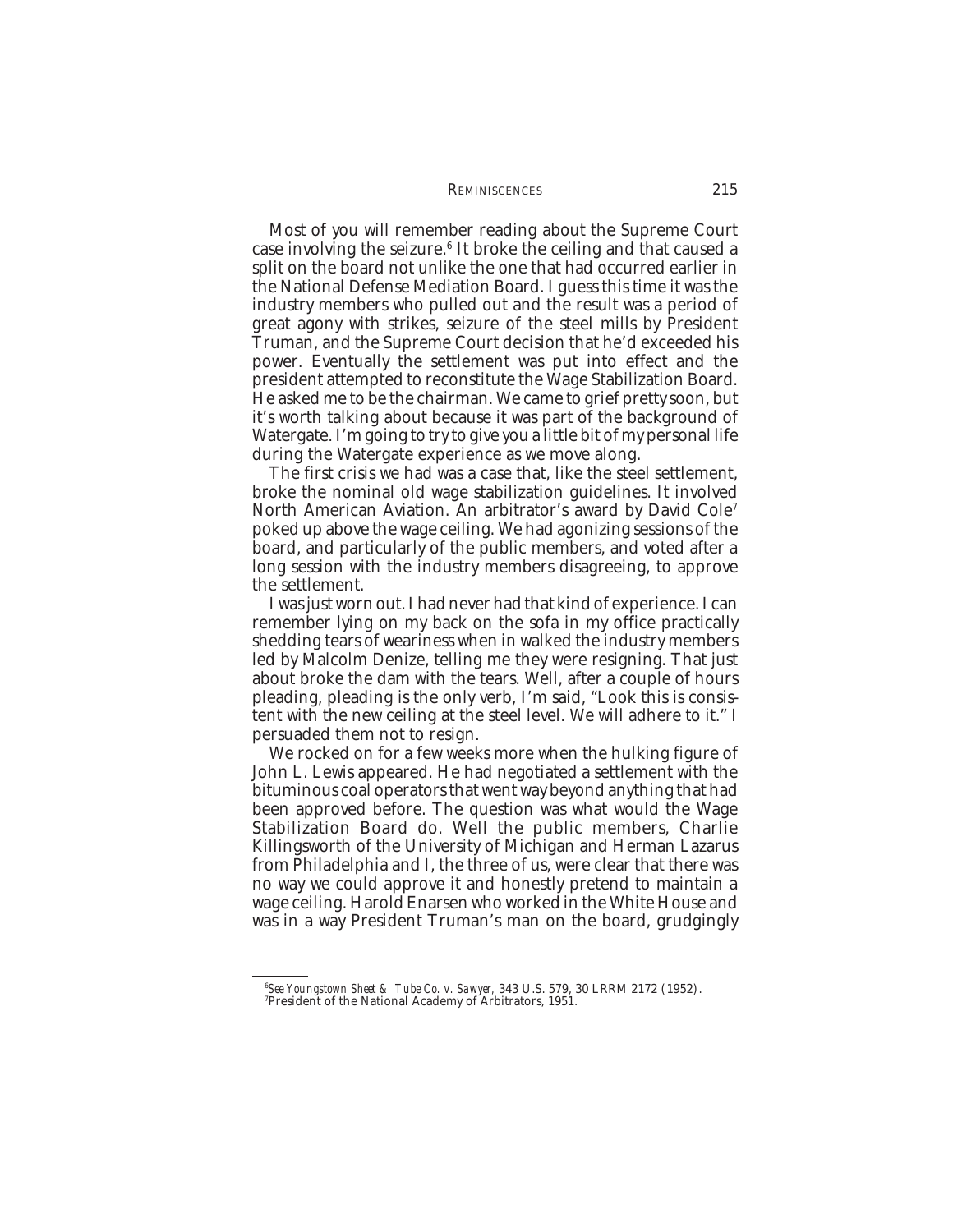Most of you will remember reading about the Supreme Court case involving the seizure.[6] It broke the ceiling and that caused a split on the board not unlike the one that had occurred earlier in the National Defense Mediation Board. I guess this time it was the industry members who pulled out and the result was a period of great agony with strikes, seizure of the steel mills by President Truman, and the Supreme Court decision that he'd exceeded his power. Eventually the settlement was put into effect and the president attempted to reconstitute the Wage Stabilization Board. He asked me to be the chairman. We came to grief pretty soon, but it's worth talking about because it was part of the background of Watergate. I'm going to try to give you a little bit of my personal life during the Watergate experience as we move along.

The first crisis we had was a case that, like the steel settlement, broke the nominal old wage stabilization guidelines. It involved North American Aviation. An arbitrator's award by David Cole[7] poked up above the wage ceiling. We had agonizing sessions of the board, and particularly of the public members, and voted after a long session with the industry members disagreeing, to approve the settlement.

I was just worn out. I had never had that kind of experience. I can remember lying on my back on the sofa in my office practically shedding tears of weariness when in walked the industry members led by Malcolm Denize, telling me they were resigning. That just about broke the dam with the tears. Well, after a couple of hours pleading, pleading is the only verb, I'm said, "Look this is consistent with the new ceiling at the steel level. We will adhere to it." I persuaded them not to resign.

We rocked on for a few weeks more when the hulking figure of John L. Lewis appeared. He had negotiated a settlement with the bituminous coal operators that went way beyond anything that had been approved before. The question was what would the Wage Stabilization Board do. Well the public members, Charlie Killingsworth of the University of Michigan and Herman Lazarus from Philadelphia and I, the three of us, were clear that there was no way we could approve it and honestly pretend to maintain a wage ceiling. Harold Enarsen who worked in the White House and was in a way President Truman's man on the board, grudgingly

---

[6] *See Youngstown Sheet & Tube Co. v. Sawyer*, 343 U.S. 579, 30 LRRM 2172 (1952).

[7] President of the National Academy of Arbitrators, 1951.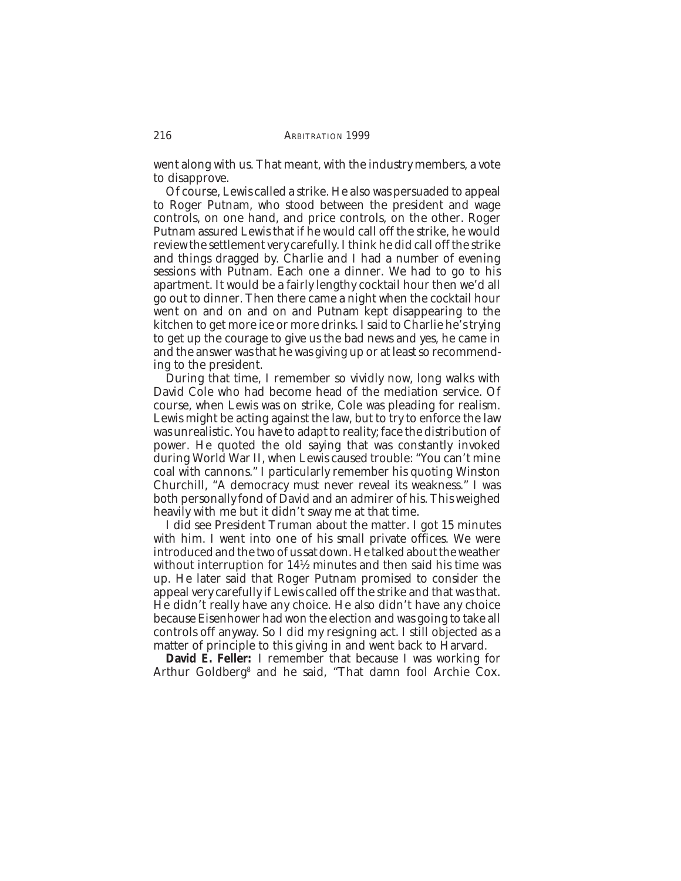went along with us. That meant, with the industry members, a vote to disapprove.

Of course, Lewis called a strike. He also was persuaded to appeal to Roger Putnam, who stood between the president and wage controls, on one hand, and price controls, on the other. Roger Putnam assured Lewis that if he would call off the strike, he would review the settlement very carefully. I think he did call off the strike and things dragged by. Charlie and I had a number of evening sessions with Putnam. Each one a dinner. We had to go to his apartment. It would be a fairly lengthy cocktail hour then we'd all go out to dinner. Then there came a night when the cocktail hour went on and on and on and Putnam kept disappearing to the kitchen to get more ice or more drinks. I said to Charlie he's trying to get up the courage to give us the bad news and yes, he came in and the answer was that he was giving up or at least so recommending to the president.

During that time, I remember so vividly now, long walks with David Cole who had become head of the mediation service. Of course, when Lewis was on strike, Cole was pleading for realism. Lewis might be acting against the law, but to try to enforce the law was unrealistic. You have to adapt to reality; face the distribution of power. He quoted the old saying that was constantly invoked during World War II, when Lewis caused trouble: "You can't mine coal with cannons." I particularly remember his quoting Winston Churchill, "A democracy must never reveal its weakness." I was both personally fond of David and an admirer of his. This weighed heavily with me but it didn't sway me at that time.

I did see President Truman about the matter. I got 15 minutes with him. I went into one of his small private offices. We were introduced and the two of us sat down. He talked about the weather without interruption for 14½ minutes and then said his time was up. He later said that Roger Putnam promised to consider the appeal very carefully if Lewis called off the strike and that was that. He didn't really have any choice. He also didn't have any choice because Eisenhower had won the election and was going to take all controls off anyway. So I did my resigning act. I still objected as a matter of principle to this giving in and went back to Harvard.

**David E. Feller:** I remember that because I was working for Arthur Goldberg[8] and he said, "That damn fool Archie Cox.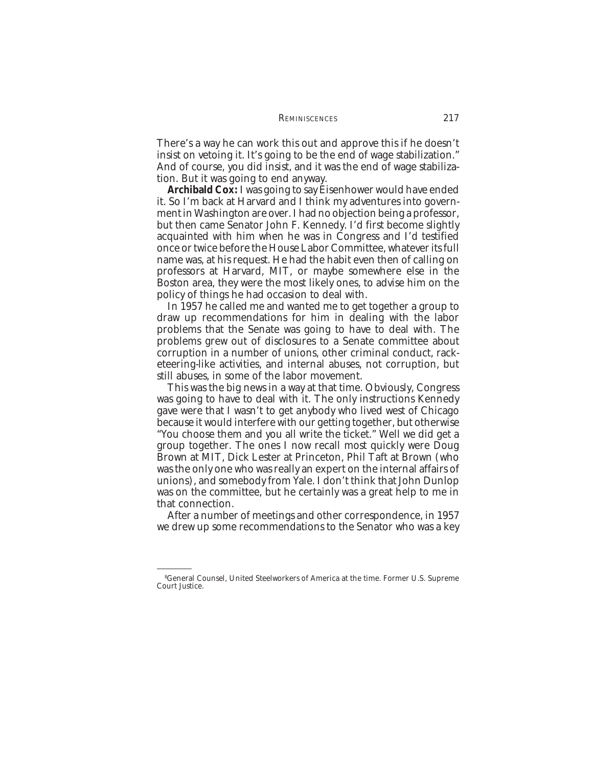There's a way he can work this out and approve this if he doesn't insist on vetoing it. It's going to be the end of wage stabilization." And of course, you did insist, and it was the end of wage stabilization. But it was going to end anyway.

**Archibald Cox:** I was going to say Eisenhower would have ended it. So I'm back at Harvard and I think my adventures into government in Washington are over. I had no objection being a professor, but then came Senator John F. Kennedy. I'd first become slightly acquainted with him when he was in Congress and I'd testified once or twice before the House Labor Committee, whatever its full name was, at his request. He had the habit even then of calling on professors at Harvard, MIT, or maybe somewhere else in the Boston area, they were the most likely ones, to advise him on the policy of things he had occasion to deal with.

In 1957 he called me and wanted me to get together a group to draw up recommendations for him in dealing with the labor problems that the Senate was going to have to deal with. The problems grew out of disclosures to a Senate committee about corruption in a number of unions, other criminal conduct, racketeering-like activities, and internal abuses, not corruption, but still abuses, in some of the labor movement.

This was the big news in a way at that time. Obviously, Congress was going to have to deal with it. The only instructions Kennedy gave were that I wasn't to get anybody who lived west of Chicago because it would interfere with our getting together, but otherwise "You choose them and you all write the ticket." Well we did get a group together. The ones I now recall most quickly were Doug Brown at MIT, Dick Lester at Princeton, Phil Taft at Brown (who was the only one who was really an expert on the internal affairs of unions), and somebody from Yale. I don't think that John Dunlop was on the committee, but he certainly was a great help to me in that connection.

After a number of meetings and other correspondence, in 1957 we drew up some recommendations to the Senator who was a key

---

[8]General Counsel, United Steelworkers of America at the time. Former U.S. Supreme Court Justice.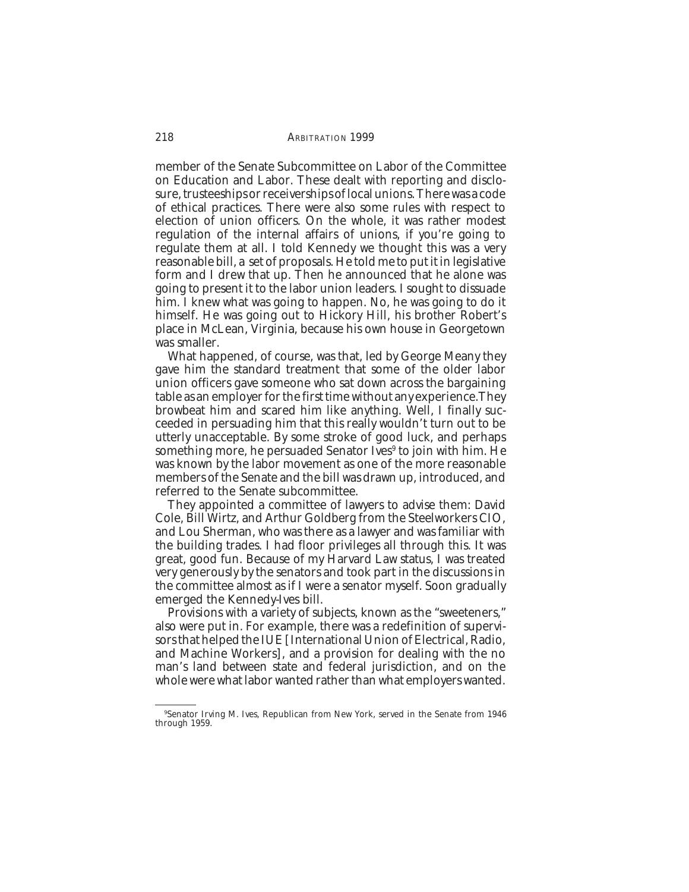member of the Senate Subcommittee on Labor of the Committee on Education and Labor. These dealt with reporting and disclosure, trusteeships or receiverships of local unions. There was a code of ethical practices. There were also some rules with respect to election of union officers. On the whole, it was rather modest regulation of the internal affairs of unions, if you're going to regulate them at all. I told Kennedy we thought this was a very reasonable bill, a set of proposals. He told me to put it in legislative form and I drew that up. Then he announced that he alone was going to present it to the labor union leaders. I sought to dissuade him. I knew what was going to happen. No, he was going to do it himself. He was going out to Hickory Hill, his brother Robert's place in McLean, Virginia, because his own house in Georgetown was smaller.

What happened, of course, was that, led by George Meany they gave him the standard treatment that some of the older labor union officers gave someone who sat down across the bargaining table as an employer for the first time without any experience. They browbeat him and scared him like anything. Well, I finally succeeded in persuading him that this really wouldn't turn out to be utterly unacceptable. By some stroke of good luck, and perhaps something more, he persuaded Senator Ives[9] to join with him. He was known by the labor movement as one of the more reasonable members of the Senate and the bill was drawn up, introduced, and referred to the Senate subcommittee.

They appointed a committee of lawyers to advise them: David Cole, Bill Wirtz, and Arthur Goldberg from the Steelworkers CIO, and Lou Sherman, who was there as a lawyer and was familiar with the building trades. I had floor privileges all through this. It was great, good fun. Because of my Harvard Law status, I was treated very generously by the senators and took part in the discussions in the committee almost as if I were a senator myself. Soon gradually emerged the Kennedy-Ives bill.

Provisions with a variety of subjects, known as the "sweeteners," also were put in. For example, there was a redefinition of supervisors that helped the IUE [International Union of Electrical, Radio, and Machine Workers], and a provision for dealing with the no man's land between state and federal jurisdiction, and on the whole were what labor wanted rather than what employers wanted.

[9] Senator Irving M. Ives, Republican from New York, served in the Senate from 1946 through 1959.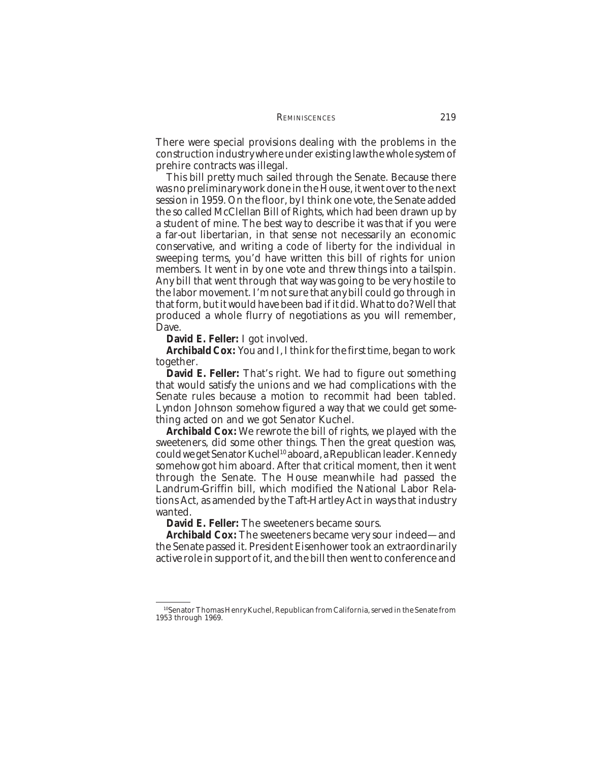There were special provisions dealing with the problems in the construction industry where under existing law the whole system of prehire contracts was illegal.

This bill pretty much sailed through the Senate. Because there was no preliminary work done in the House, it went over to the next session in 1959. On the floor, by I think one vote, the Senate added the so called McClellan Bill of Rights, which had been drawn up by a student of mine. The best way to describe it was that if you were a far-out libertarian, in that sense not necessarily an economic conservative, and writing a code of liberty for the individual in sweeping terms, you'd have written this bill of rights for union members. It went in by one vote and threw things into a tailspin. Any bill that went through that way was going to be very hostile to the labor movement. I'm not sure that any bill could go through in that form, but it would have been bad if it did. What to do? Well that produced a whole flurry of negotiations as you will remember, Dave.

**David E. Feller:** I got involved.

**Archibald Cox:** You and I, I think for the first time, began to work together.

**David E. Feller:** That's right. We had to figure out something that would satisfy the unions and we had complications with the Senate rules because a motion to recommit had been tabled. Lyndon Johnson somehow figured a way that we could get something acted on and we got Senator Kuchel.

**Archibald Cox:** We rewrote the bill of rights, we played with the sweeteners, did some other things. Then the great question was, could we get Senator Kuchel[10] aboard, a Republican leader. Kennedy somehow got him aboard. After that critical moment, then it went through the Senate. The House meanwhile had passed the Landrum-Griffin bill, which modified the National Labor Relations Act, as amended by the Taft-Hartley Act in ways that industry wanted.

**David E. Feller:** The sweeteners became sours.

**Archibald Cox:** The sweeteners became very sour indeed—and the Senate passed it. President Eisenhower took an extraordinarily active role in support of it, and the bill then went to conference and

---

[10] Senator Thomas Henry Kuchel, Republican from California, served in the Senate from 1953 through 1969.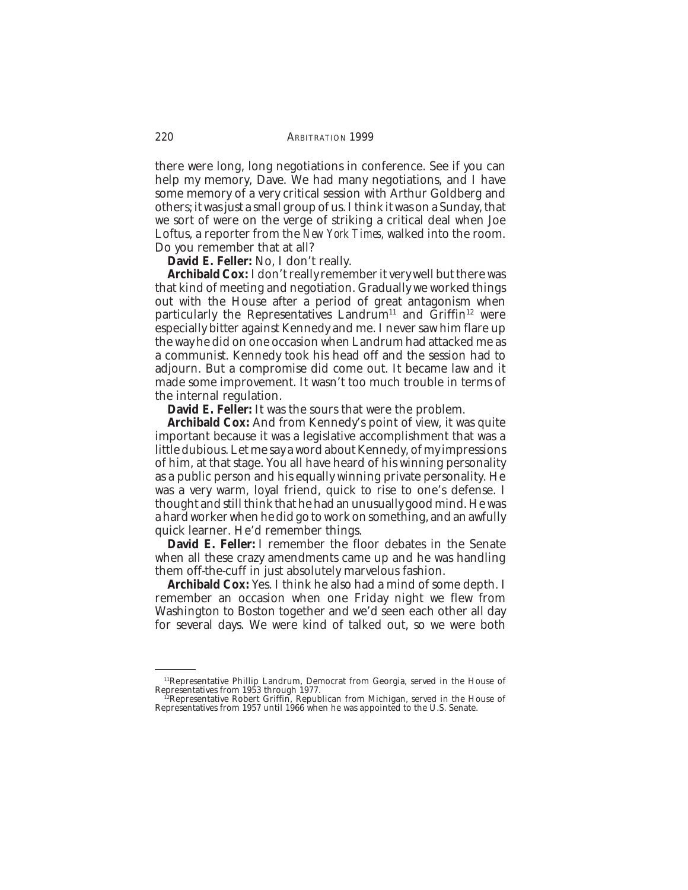there were long, long negotiations in conference. See if you can help my memory, Dave. We had many negotiations, and I have some memory of a very critical session with Arthur Goldberg and others; it was just a small group of us. I think it was on a Sunday, that we sort of were on the verge of striking a critical deal when Joe Loftus, a reporter from the *New York Times*, walked into the room. Do you remember that at all?

**David E. Feller:** No, I don't really.

**Archibald Cox:** I don't really remember it very well but there was that kind of meeting and negotiation. Gradually we worked things out with the House after a period of great antagonism when particularly the Representatives Landrum[11] and Griffin[12] were especially bitter against Kennedy and me. I never saw him flare up the way he did on one occasion when Landrum had attacked me as a communist. Kennedy took his head off and the session had to adjourn. But a compromise did come out. It became law and it made some improvement. It wasn't too much trouble in terms of the internal regulation.

**David E. Feller:** It was the sours that were the problem.

**Archibald Cox:** And from Kennedy's point of view, it was quite important because it was a legislative accomplishment that was a little dubious. Let me say a word about Kennedy, of my impressions of him, at that stage. You all have heard of his winning personality as a public person and his equally winning private personality. He was a very warm, loyal friend, quick to rise to one's defense. I thought and still think that he had an unusually good mind. He was a hard worker when he did go to work on something, and an awfully quick learner. He'd remember things.

**David E. Feller:** I remember the floor debates in the Senate when all these crazy amendments came up and he was handling them off-the-cuff in just absolutely marvelous fashion.

**Archibald Cox:** Yes. I think he also had a mind of some depth. I remember an occasion when one Friday night we flew from Washington to Boston together and we'd seen each other all day for several days. We were kind of talked out, so we were both

---

[11] Representative Phillip Landrum, Democrat from Georgia, served in the House of Representatives from 1953 through 1977.

[12] Representative Robert Griffin, Republican from Michigan, served in the House of Representatives from 1957 until 1966 when he was appointed to the U.S. Senate.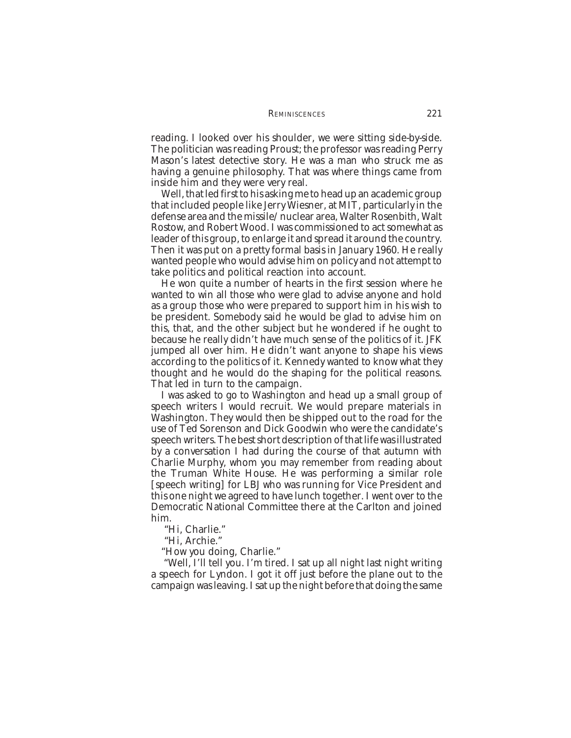reading. I looked over his shoulder, we were sitting side-by-side. The politician was reading Proust; the professor was reading Perry Mason's latest detective story. He was a man who struck me as having a genuine philosophy. That was where things came from inside him and they were very real.

Well, that led first to his asking me to head up an academic group that included people like Jerry Wiesner, at MIT, particularly in the defense area and the missile/nuclear area, Walter Rosenbith, Walt Rostow, and Robert Wood. I was commissioned to act somewhat as leader of this group, to enlarge it and spread it around the country. Then it was put on a pretty formal basis in January 1960. He really wanted people who would advise him on policy and not attempt to take politics and political reaction into account.

He won quite a number of hearts in the first session where he wanted to win all those who were glad to advise anyone and hold as a group those who were prepared to support him in his wish to be president. Somebody said he would be glad to advise him on this, that, and the other subject but he wondered if he ought to because he really didn't have much sense of the politics of it. JFK jumped all over him. He didn't want anyone to shape his views according to the politics of it. Kennedy wanted to know what they thought and he would do the shaping for the political reasons. That led in turn to the campaign.

I was asked to go to Washington and head up a small group of speech writers I would recruit. We would prepare materials in Washington. They would then be shipped out to the road for the use of Ted Sorenson and Dick Goodwin who were the candidate's speech writers. The best short description of that life was illustrated by a conversation I had during the course of that autumn with Charlie Murphy, whom you may remember from reading about the Truman White House. He was performing a similar role [speech writing] for LBJ who was running for Vice President and this one night we agreed to have lunch together. I went over to the Democratic National Committee there at the Carlton and joined him.

"Hi, Charlie."

"Hi, Archie."

"How you doing, Charlie."

"Well, I'll tell you. I'm tired. I sat up all night last night writing a speech for Lyndon. I got it off just before the plane out to the campaign was leaving. I sat up the night before that doing the same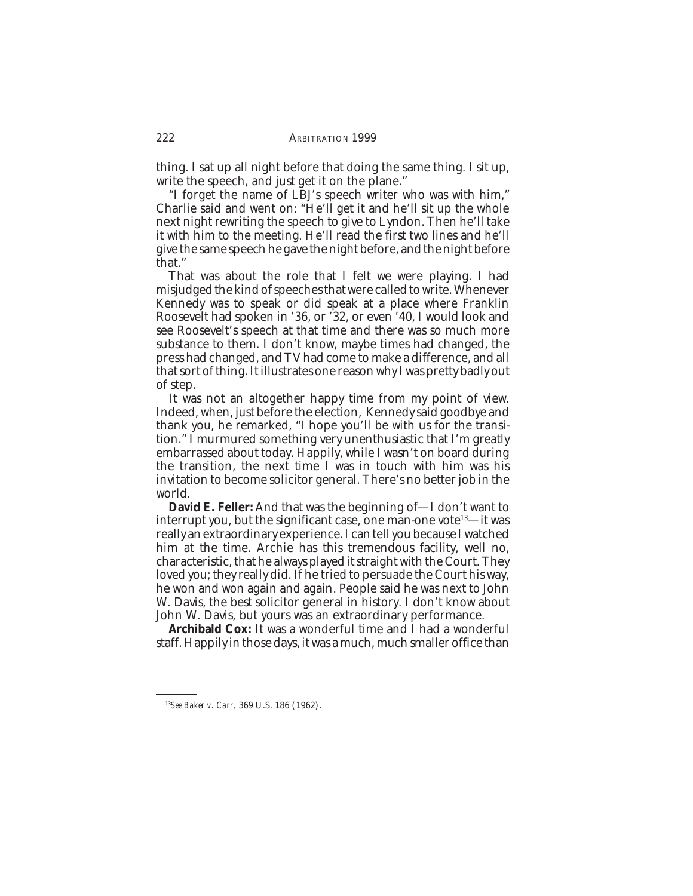thing. I sat up all night before that doing the same thing. I sit up, write the speech, and just get it on the plane."

"I forget the name of LBJ's speech writer who was with him," Charlie said and went on: "He'll get it and he'll sit up the whole next night rewriting the speech to give to Lyndon. Then he'll take it with him to the meeting. He'll read the first two lines and he'll give the same speech he gave the night before, and the night before that."

That was about the role that I felt we were playing. I had misjudged the kind of speeches that were called to write. Whenever Kennedy was to speak or did speak at a place where Franklin Roosevelt had spoken in '36, or '32, or even '40, I would look and see Roosevelt's speech at that time and there was so much more substance to them. I don't know, maybe times had changed, the press had changed, and TV had come to make a difference, and all that sort of thing. It illustrates one reason why I was pretty badly out of step.

It was not an altogether happy time from my point of view. Indeed, when, just before the election, Kennedy said goodbye and thank you, he remarked, "I hope you'll be with us for the transition." I murmured something very unenthusiastic that I'm greatly embarrassed about today. Happily, while I wasn't on board during the transition, the next time I was in touch with him was his invitation to become solicitor general. There's no better job in the world.

**David E. Feller:** And that was the beginning of—I don't want to interrupt you, but the significant case, one man-one vote[13]—it was really an extraordinary experience. I can tell you because I watched him at the time. Archie has this tremendous facility, well no, characteristic, that he always played it straight with the Court. They loved you; they really did. If he tried to persuade the Court his way, he won and won again and again. People said he was next to John W. Davis, the best solicitor general in history. I don't know about John W. Davis, but yours was an extraordinary performance.

**Archibald Cox:** It was a wonderful time and I had a wonderful staff. Happily in those days, it was a much, much smaller office than

---

[13] *See Baker v. Carr,* 369 U.S. 186 (1962).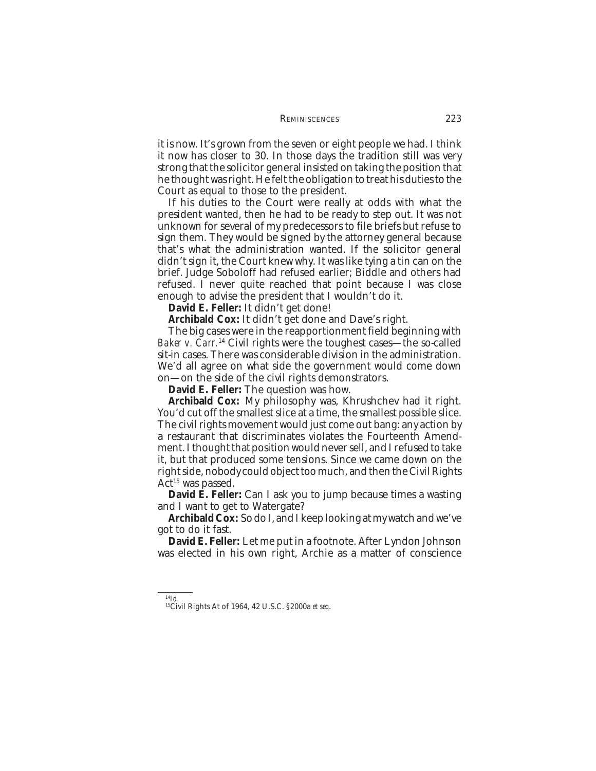it is now. It's grown from the seven or eight people we had. I think it now has closer to 30. In those days the tradition still was very strong that the solicitor general insisted on taking the position that he thought was right. He felt the obligation to treat his duties to the Court as equal to those to the president.

If his duties to the Court were really at odds with what the president wanted, then he had to be ready to step out. It was not unknown for several of my predecessors to file briefs but refuse to sign them. They would be signed by the attorney general because that's what the administration wanted. If the solicitor general didn't sign it, the Court knew why. It was like tying a tin can on the brief. Judge Soboloff had refused earlier; Biddle and others had refused. I never quite reached that point because I was close enough to advise the president that I wouldn't do it.

**David E. Feller:** It didn't get done!

**Archibald Cox:** It didn't get done and Dave's right.

The big cases were in the reapportionment field beginning with *Baker v. Carr.*[14] Civil rights were the toughest cases—the so-called sit-in cases. There was considerable division in the administration. We'd all agree on what side the government would come down on—on the side of the civil rights demonstrators.

**David E. Feller:** The question was how.

**Archibald Cox:** My philosophy was, Khrushchev had it right. You'd cut off the smallest slice at a time, the smallest possible slice. The civil rights movement would just come out bang: any action by a restaurant that discriminates violates the Fourteenth Amendment. I thought that position would never sell, and I refused to take it, but that produced some tensions. Since we came down on the right side, nobody could object too much, and then the Civil Rights Act[15] was passed.

**David E. Feller:** Can I ask you to jump because times a wasting and I want to get to Watergate?

**Archibald Cox:** So do I, and I keep looking at my watch and we've got to do it fast.

**David E. Feller:** Let me put in a footnote. After Lyndon Johnson was elected in his own right, Archie as a matter of conscience

---

[14] *Id.*

[15] Civil Rights At of 1964, 42 U.S.C. §2000a *et seq.*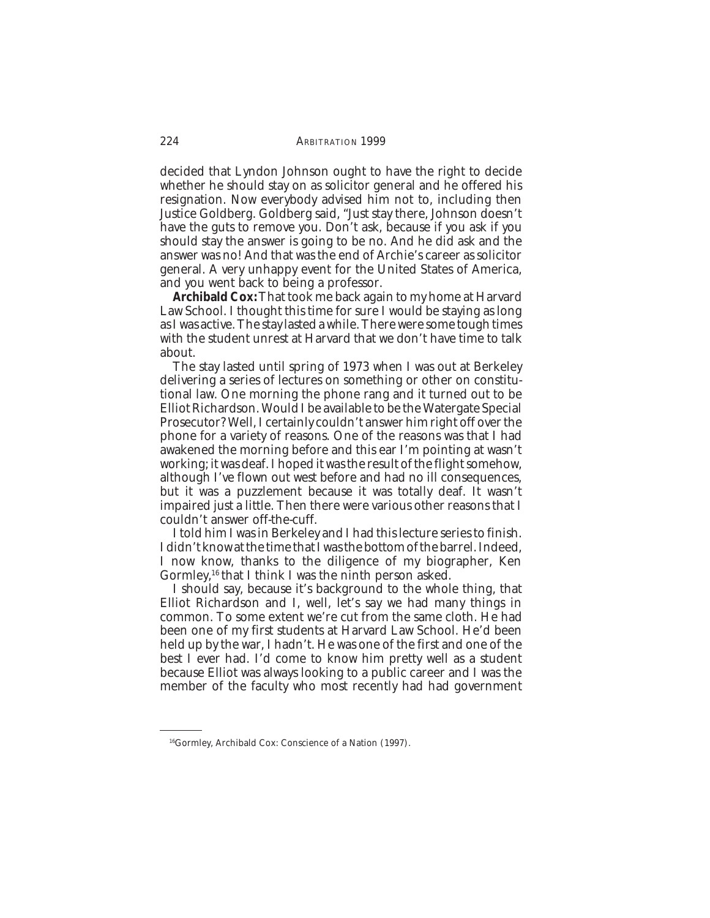decided that Lyndon Johnson ought to have the right to decide whether he should stay on as solicitor general and he offered his resignation. Now everybody advised him not to, including then Justice Goldberg. Goldberg said, "Just stay there, Johnson doesn't have the guts to remove you. Don't ask, because if you ask if you should stay the answer is going to be no. And he did ask and the answer was no! And that was the end of Archie's career as solicitor general. A very unhappy event for the United States of America, and you went back to being a professor.

**Archibald Cox:** That took me back again to my home at Harvard Law School. I thought this time for sure I would be staying as long as I was active. The stay lasted a while. There were some tough times with the student unrest at Harvard that we don't have time to talk about.

The stay lasted until spring of 1973 when I was out at Berkeley delivering a series of lectures on something or other on constitutional law. One morning the phone rang and it turned out to be Elliot Richardson. Would I be available to be the Watergate Special Prosecutor? Well, I certainly couldn't answer him right off over the phone for a variety of reasons. One of the reasons was that I had awakened the morning before and this ear I'm pointing at wasn't working; it was deaf. I hoped it was the result of the flight somehow, although I've flown out west before and had no ill consequences, but it was a puzzlement because it was totally deaf. It wasn't impaired just a little. Then there were various other reasons that I couldn't answer off-the-cuff.

I told him I was in Berkeley and I had this lecture series to finish. I didn't know at the time that I was the bottom of the barrel. Indeed, I now know, thanks to the diligence of my biographer, Ken Gormley,[16] that I think I was the ninth person asked.

I should say, because it's background to the whole thing, that Elliot Richardson and I, well, let's say we had many things in common. To some extent we're cut from the same cloth. He had been one of my first students at Harvard Law School. He'd been held up by the war, I hadn't. He was one of the first and one of the best I ever had. I'd come to know him pretty well as a student because Elliot was always looking to a public career and I was the member of the faculty who most recently had had government

---

[16] Gormley, Archibald Cox: Conscience of a Nation (1997).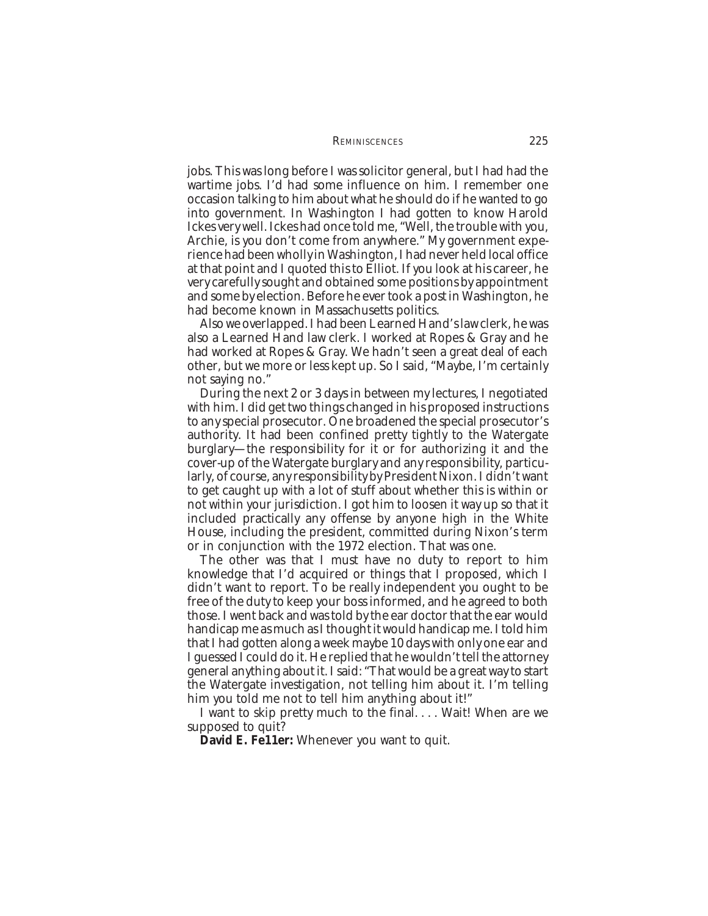jobs. This was long before I was solicitor general, but I had had the wartime jobs. I'd had some influence on him. I remember one occasion talking to him about what he should do if he wanted to go into government. In Washington I had gotten to know Harold Ickes very well. Ickes had once told me, "Well, the trouble with you, Archie, is you don't come from anywhere." My government experience had been wholly in Washington, I had never held local office at that point and I quoted this to Elliot. If you look at his career, he very carefully sought and obtained some positions by appointment and some by election. Before he ever took a post in Washington, he had become known in Massachusetts politics.

Also we overlapped. I had been Learned Hand's law clerk, he was also a Learned Hand law clerk. I worked at Ropes & Gray and he had worked at Ropes & Gray. We hadn't seen a great deal of each other, but we more or less kept up. So I said, "Maybe, I'm certainly not saying no."

During the next 2 or 3 days in between my lectures, I negotiated with him. I did get two things changed in his proposed instructions to any special prosecutor. One broadened the special prosecutor's authority. It had been confined pretty tightly to the Watergate burglary—the responsibility for it or for authorizing it and the cover-up of the Watergate burglary and any responsibility, particularly, of course, any responsibility by President Nixon. I didn't want to get caught up with a lot of stuff about whether this is within or not within your jurisdiction. I got him to loosen it way up so that it included practically any offense by anyone high in the White House, including the president, committed during Nixon's term or in conjunction with the 1972 election. That was one.

The other was that I must have no duty to report to him knowledge that I'd acquired or things that I proposed, which I didn't want to report. To be really independent you ought to be free of the duty to keep your boss informed, and he agreed to both those. I went back and was told by the ear doctor that the ear would handicap me as much as I thought it would handicap me. I told him that I had gotten along a week maybe 10 days with only one ear and I guessed I could do it. He replied that he wouldn't tell the attorney general anything about it. I said: "That would be a great way to start the Watergate investigation, not telling him about it. I'm telling him you told me not to tell him anything about it!"

I want to skip pretty much to the final. . . . Wait! When are we supposed to quit?

**David E. Feller:** Whenever you want to quit.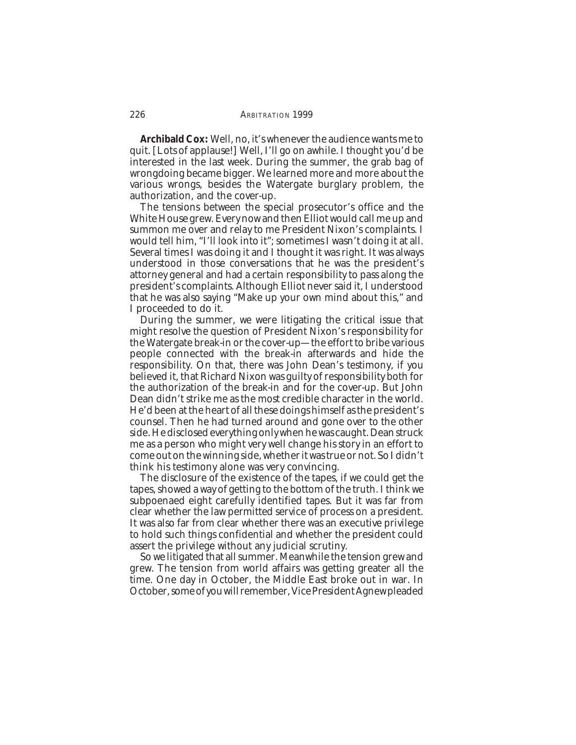**Archibald Cox:** Well, no, it's whenever the audience wants me to quit. [Lots of applause!] Well, I'll go on awhile. I thought you'd be interested in the last week. During the summer, the grab bag of wrongdoing became bigger. We learned more and more about the various wrongs, besides the Watergate burglary problem, the authorization, and the cover-up.

The tensions between the special prosecutor's office and the White House grew. Every now and then Elliot would call me up and summon me over and relay to me President Nixon's complaints. I would tell him, "I'll look into it"; sometimes I wasn't doing it at all. Several times I was doing it and I thought it was right. It was always understood in those conversations that he was the president's attorney general and had a certain responsibility to pass along the president's complaints. Although Elliot never said it, I understood that he was also saying "Make up your own mind about this," and I proceeded to do it.

During the summer, we were litigating the critical issue that might resolve the question of President Nixon's responsibility for the Watergate break-in or the cover-up—the effort to bribe various people connected with the break-in afterwards and hide the responsibility. On that, there was John Dean's testimony, if you believed it, that Richard Nixon was guilty of responsibility both for the authorization of the break-in and for the cover-up. But John Dean didn't strike me as the most credible character in the world. He'd been at the heart of all these doings himself as the president's counsel. Then he had turned around and gone over to the other side. He disclosed everything only when he was caught. Dean struck me as a person who might very well change his story in an effort to come out on the winning side, whether it was true or not. So I didn't think his testimony alone was very convincing.

The disclosure of the existence of the tapes, if we could get the tapes, showed a way of getting to the bottom of the truth. I think we subpoenaed eight carefully identified tapes. But it was far from clear whether the law permitted service of process on a president. It was also far from clear whether there was an executive privilege to hold such things confidential and whether the president could assert the privilege without any judicial scrutiny.

So we litigated that all summer. Meanwhile the tension grew and grew. The tension from world affairs was getting greater all the time. One day in October, the Middle East broke out in war. In October, some of you will remember, Vice President Agnew pleaded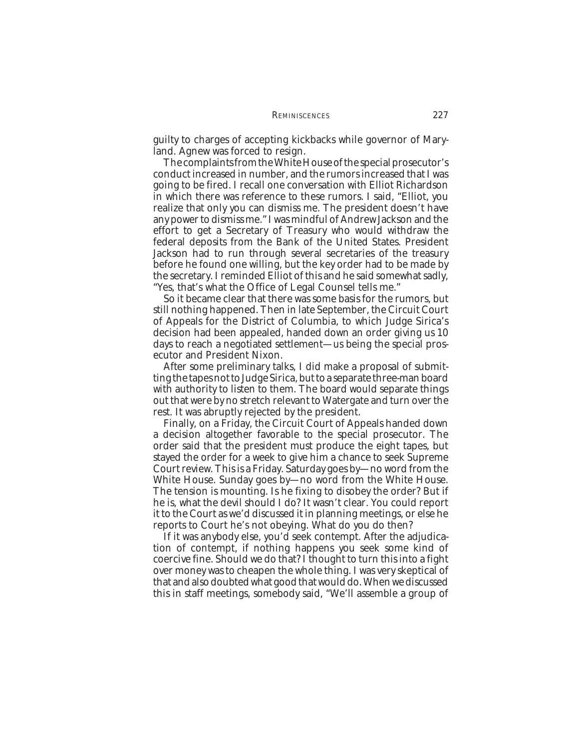guilty to charges of accepting kickbacks while governor of Maryland. Agnew was forced to resign.

The complaints from the White House of the special prosecutor's conduct increased in number, and the rumors increased that I was going to be fired. I recall one conversation with Elliot Richardson in which there was reference to these rumors. I said, "Elliot, you realize that only you can dismiss me. The president doesn't have any power to dismiss me." I was mindful of Andrew Jackson and the effort to get a Secretary of Treasury who would withdraw the federal deposits from the Bank of the United States. President Jackson had to run through several secretaries of the treasury before he found one willing, but the key order had to be made by the secretary. I reminded Elliot of this and he said somewhat sadly, "Yes, that's what the Office of Legal Counsel tells me."

So it became clear that there was some basis for the rumors, but still nothing happened. Then in late September, the Circuit Court of Appeals for the District of Columbia, to which Judge Sirica's decision had been appealed, handed down an order giving us 10 days to reach a negotiated settlement—us being the special prosecutor and President Nixon.

After some preliminary talks, I did make a proposal of submitting the tapes not to Judge Sirica, but to a separate three-man board with authority to listen to them. The board would separate things out that were by no stretch relevant to Watergate and turn over the rest. It was abruptly rejected by the president.

Finally, on a Friday, the Circuit Court of Appeals handed down a decision altogether favorable to the special prosecutor. The order said that the president must produce the eight tapes, but stayed the order for a week to give him a chance to seek Supreme Court review. This is a Friday. Saturday goes by—no word from the White House. Sunday goes by—no word from the White House. The tension is mounting. Is he fixing to disobey the order? But if he is, what the devil should I do? It wasn't clear. You could report it to the Court as we'd discussed it in planning meetings, or else he reports to Court he's not obeying. What do you do then?

If it was anybody else, you'd seek contempt. After the adjudication of contempt, if nothing happens you seek some kind of coercive fine. Should we do that? I thought to turn this into a fight over money was to cheapen the whole thing. I was very skeptical of that and also doubted what good that would do. When we discussed this in staff meetings, somebody said, "We'll assemble a group of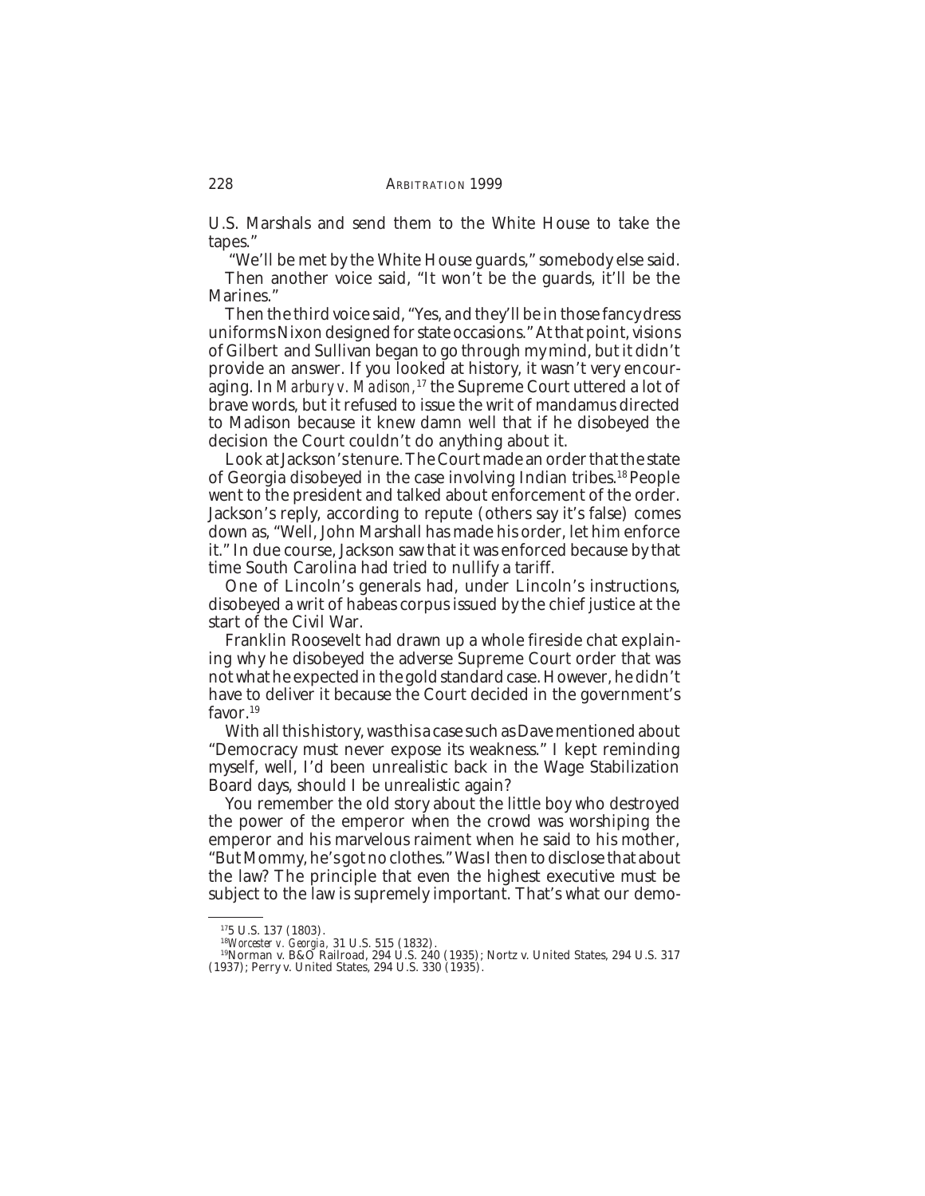U.S. Marshals and send them to the White House to take the tapes."

"We'll be met by the White House guards," somebody else said.

Then another voice said, "It won't be the guards, it'll be the Marines."

Then the third voice said, "Yes, and they'll be in those fancy dress uniforms Nixon designed for state occasions." At that point, visions of Gilbert and Sullivan began to go through my mind, but it didn't provide an answer. If you looked at history, it wasn't very encouraging. In *Marbury v. Madison*,[17] the Supreme Court uttered a lot of brave words, but it refused to issue the writ of mandamus directed to Madison because it knew damn well that if he disobeyed the decision the Court couldn't do anything about it.

Look at Jackson's tenure. The Court made an order that the state of Georgia disobeyed in the case involving Indian tribes.[18] People went to the president and talked about enforcement of the order. Jackson's reply, according to repute (others say it's false) comes down as, "Well, John Marshall has made his order, let him enforce it." In due course, Jackson saw that it was enforced because by that time South Carolina had tried to nullify a tariff.

One of Lincoln's generals had, under Lincoln's instructions, disobeyed a writ of habeas corpus issued by the chief justice at the start of the Civil War.

Franklin Roosevelt had drawn up a whole fireside chat explaining why he disobeyed the adverse Supreme Court order that was not what he expected in the gold standard case. However, he didn't have to deliver it because the Court decided in the government's favor.[19]

With all this history, was this a case such as Dave mentioned about "Democracy must never expose its weakness." I kept reminding myself, well, I'd been unrealistic back in the Wage Stabilization Board days, should I be unrealistic again?

You remember the old story about the little boy who destroyed the power of the emperor when the crowd was worshiping the emperor and his marvelous raiment when he said to his mother, "But Mommy, he's got no clothes." Was I then to disclose that about the law? The principle that even the highest executive must be subject to the law is supremely important. That's what our demo-

---

[17] 5 U.S. 137 (1803).

[18] *Worcester v. Georgia*, 31 U.S. 515 (1832).

[19] Norman v. B&O Railroad, 294 U.S. 240 (1935); Nortz v. United States, 294 U.S. 317 (1937); Perry v. United States, 294 U.S. 330 (1935).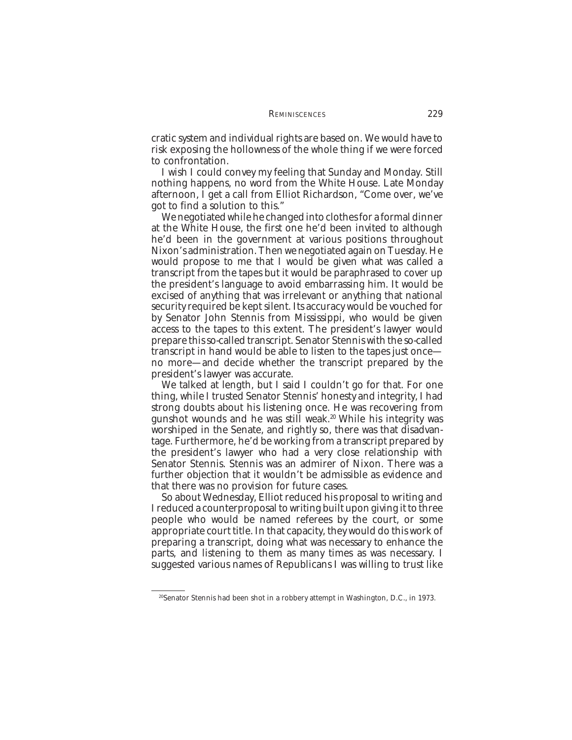cratic system and individual rights are based on. We would have to risk exposing the hollowness of the whole thing if we were forced to confrontation.

I wish I could convey my feeling that Sunday and Monday. Still nothing happens, no word from the White House. Late Monday afternoon, I get a call from Elliot Richardson, "Come over, we've got to find a solution to this."

We negotiated while he changed into clothes for a formal dinner at the White House, the first one he'd been invited to although he'd been in the government at various positions throughout Nixon's administration. Then we negotiated again on Tuesday. He would propose to me that I would be given what was called a transcript from the tapes but it would be paraphrased to cover up the president's language to avoid embarrassing him. It would be excised of anything that was irrelevant or anything that national security required be kept silent. Its accuracy would be vouched for by Senator John Stennis from Mississippi, who would be given access to the tapes to this extent. The president's lawyer would prepare this so-called transcript. Senator Stennis with the so-called transcript in hand would be able to listen to the tapes just once—no more—and decide whether the transcript prepared by the president's lawyer was accurate.

We talked at length, but I said I couldn't go for that. For one thing, while I trusted Senator Stennis' honesty and integrity, I had strong doubts about his listening once. He was recovering from gunshot wounds and he was still weak.[20] While his integrity was worshiped in the Senate, and rightly so, there was that disadvantage. Furthermore, he'd be working from a transcript prepared by the president's lawyer who had a very close relationship with Senator Stennis. Stennis was an admirer of Nixon. There was a further objection that it wouldn't be admissible as evidence and that there was no provision for future cases.

So about Wednesday, Elliot reduced his proposal to writing and I reduced a counterproposal to writing built upon giving it to three people who would be named referees by the court, or some appropriate court title. In that capacity, they would do this work of preparing a transcript, doing what was necessary to enhance the parts, and listening to them as many times as was necessary. I suggested various names of Republicans I was willing to trust like

[20]Senator Stennis had been shot in a robbery attempt in Washington, D.C., in 1973.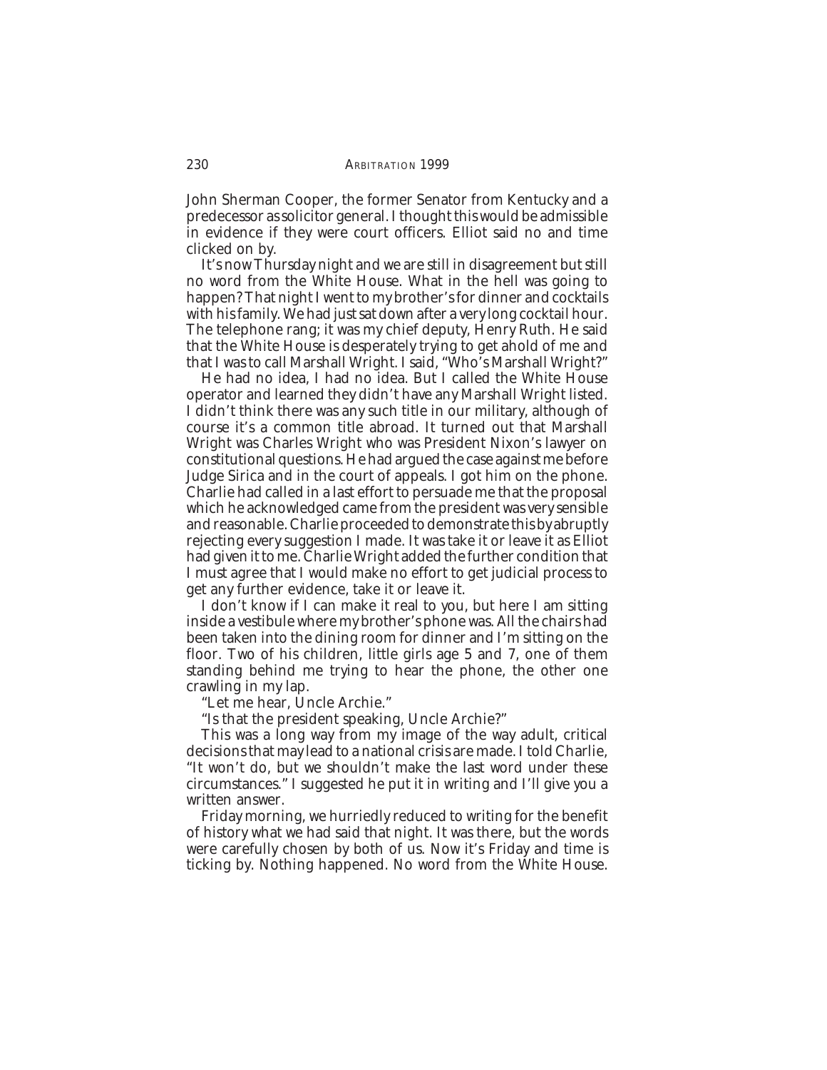John Sherman Cooper, the former Senator from Kentucky and a predecessor as solicitor general. I thought this would be admissible in evidence if they were court officers. Elliot said no and time clicked on by.

It's now Thursday night and we are still in disagreement but still no word from the White House. What in the hell was going to happen? That night I went to my brother's for dinner and cocktails with his family. We had just sat down after a very long cocktail hour. The telephone rang; it was my chief deputy, Henry Ruth. He said that the White House is desperately trying to get ahold of me and that I was to call Marshall Wright. I said, "Who's Marshall Wright?"

He had no idea, I had no idea. But I called the White House operator and learned they didn't have any Marshall Wright listed. I didn't think there was any such title in our military, although of course it's a common title abroad. It turned out that Marshall Wright was Charles Wright who was President Nixon's lawyer on constitutional questions. He had argued the case against me before Judge Sirica and in the court of appeals. I got him on the phone. Charlie had called in a last effort to persuade me that the proposal which he acknowledged came from the president was very sensible and reasonable. Charlie proceeded to demonstrate this by abruptly rejecting every suggestion I made. It was take it or leave it as Elliot had given it to me. Charlie Wright added the further condition that I must agree that I would make no effort to get judicial process to get any further evidence, take it or leave it.

I don't know if I can make it real to you, but here I am sitting inside a vestibule where my brother's phone was. All the chairs had been taken into the dining room for dinner and I'm sitting on the floor. Two of his children, little girls age 5 and 7, one of them standing behind me trying to hear the phone, the other one crawling in my lap.

"Let me hear, Uncle Archie."

"Is that the president speaking, Uncle Archie?"

This was a long way from my image of the way adult, critical decisions that may lead to a national crisis are made. I told Charlie, "It won't do, but we shouldn't make the last word under these circumstances." I suggested he put it in writing and I'll give you a written answer.

Friday morning, we hurriedly reduced to writing for the benefit of history what we had said that night. It was there, but the words were carefully chosen by both of us. Now it's Friday and time is ticking by. Nothing happened. No word from the White House.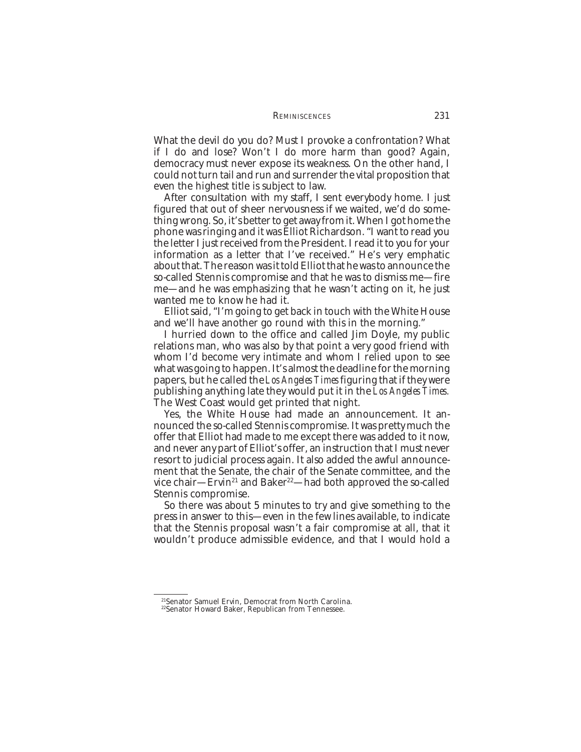What the devil do you do? Must I provoke a confrontation? What if I do and lose? Won't I do more harm than good? Again, democracy must never expose its weakness. On the other hand, I could not turn tail and run and surrender the vital proposition that even the highest title is subject to law.

After consultation with my staff, I sent everybody home. I just figured that out of sheer nervousness if we waited, we'd do something wrong. So, it's better to get away from it. When I got home the phone was ringing and it was Elliot Richardson. "I want to read you the letter I just received from the President. I read it to you for your information as a letter that I've received." He's very emphatic about that. The reason was it told Elliot that he was to announce the so-called Stennis compromise and that he was to dismiss me—fire me—and he was emphasizing that he wasn't acting on it, he just wanted me to know he had it.

Elliot said, "I'm going to get back in touch with the White House and we'll have another go round with this in the morning."

I hurried down to the office and called Jim Doyle, my public relations man, who was also by that point a very good friend with whom I'd become very intimate and whom I relied upon to see what was going to happen. It's almost the deadline for the morning papers, but he called the *Los Angeles Times* figuring that if they were publishing anything late they would put it in the *Los Angeles Times.* The West Coast would get printed that night.

Yes, the White House had made an announcement. It announced the so-called Stennis compromise. It was pretty much the offer that Elliot had made to me except there was added to it now, and never any part of Elliot's offer, an instruction that I must never resort to judicial process again. It also added the awful announcement that the Senate, the chair of the Senate committee, and the vice chair—Ervin[21] and Baker[22]—had both approved the so-called Stennis compromise.

So there was about 5 minutes to try and give something to the press in answer to this—even in the few lines available, to indicate that the Stennis proposal wasn't a fair compromise at all, that it wouldn't produce admissible evidence, and that I would hold a

---

[21] Senator Samuel Ervin, Democrat from North Carolina.

[22] Senator Howard Baker, Republican from Tennessee.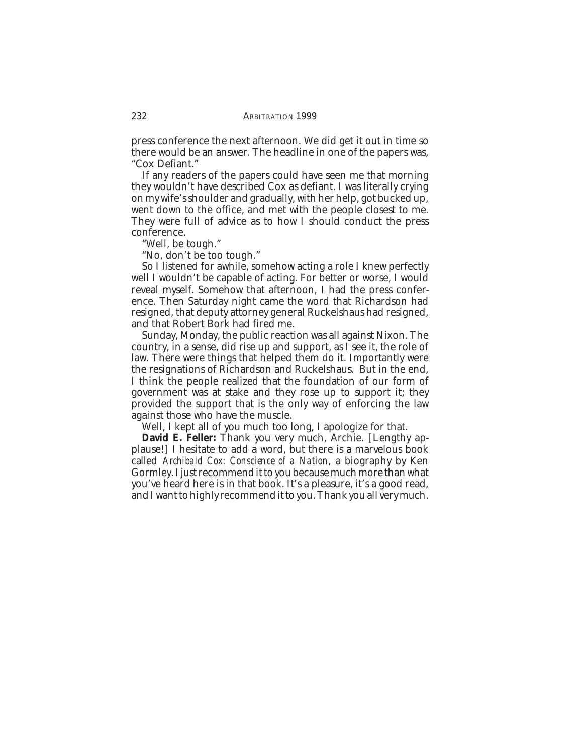press conference the next afternoon. We did get it out in time so there would be an answer. The headline in one of the papers was, "Cox Defiant."

If any readers of the papers could have seen me that morning they wouldn't have described Cox as defiant. I was literally crying on my wife's shoulder and gradually, with her help, got bucked up, went down to the office, and met with the people closest to me. They were full of advice as to how I should conduct the press conference.

"Well, be tough."

"No, don't be too tough."

So I listened for awhile, somehow acting a role I knew perfectly well I wouldn't be capable of acting. For better or worse, I would reveal myself. Somehow that afternoon, I had the press conference. Then Saturday night came the word that Richardson had resigned, that deputy attorney general Ruckelshaus had resigned, and that Robert Bork had fired me.

Sunday, Monday, the public reaction was all against Nixon. The country, in a sense, did rise up and support, as I see it, the role of law. There were things that helped them do it. Importantly were the resignations of Richardson and Ruckelshaus. But in the end, I think the people realized that the foundation of our form of government was at stake and they rose up to support it; they provided the support that is the only way of enforcing the law against those who have the muscle.

Well, I kept all of you much too long, I apologize for that.

**David E. Feller:** Thank you very much, Archie. [Lengthy applause!] I hesitate to add a word, but there is a marvelous book called *Archibald Cox: Conscience of a Nation,* a biography by Ken Gormley. I just recommend it to you because much more than what you've heard here is in that book. It's a pleasure, it's a good read, and I want to highly recommend it to you. Thank you all very much.